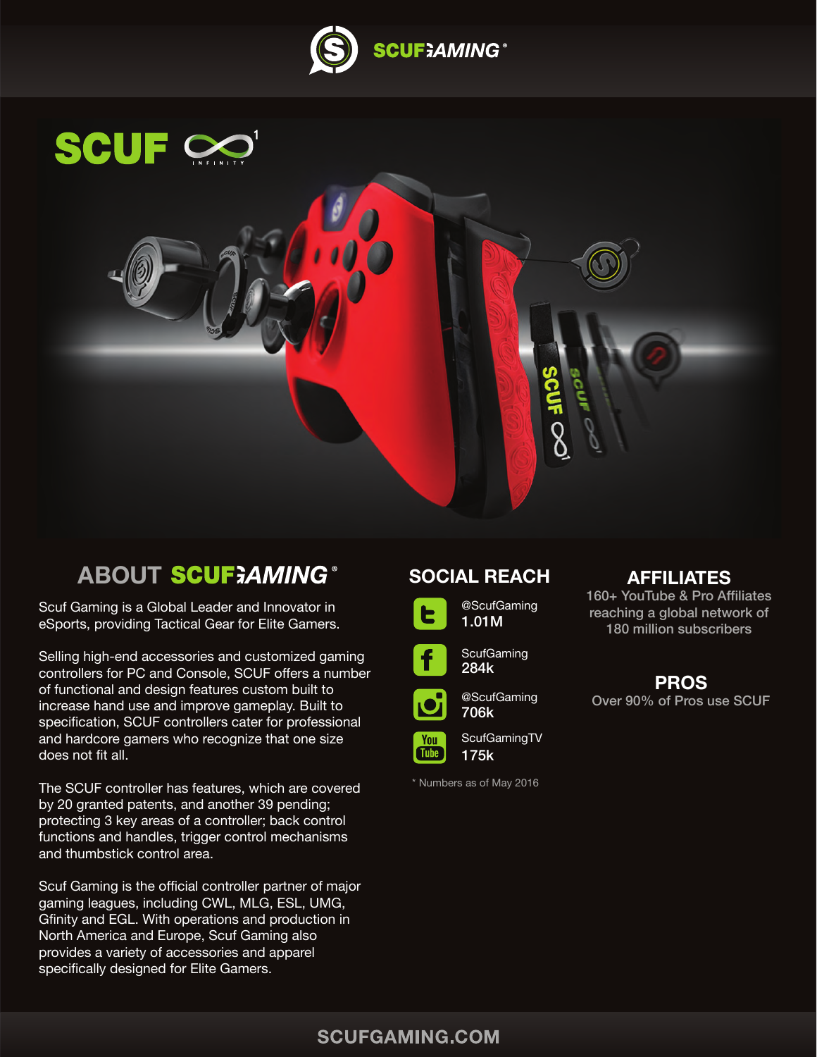# SCUF GAMING®

## SCUF INFINITY[1]

## ABOUT SCUF GAMING®

Scuf Gaming is a Global Leader and Innovator in eSports, providing Tactical Gear for Elite Gamers.

Selling high-end accessories and customized gaming controllers for PC and Console, SCUF offers a number of functional and design features custom built to increase hand use and improve gameplay. Built to specification, SCUF controllers cater for professional and hardcore gamers who recognize that one size does not fit all.

The SCUF controller has features, which are covered by 20 granted patents, and another 39 pending; protecting 3 key areas of a controller; back control functions and handles, trigger control mechanisms and thumbstick control area.

Scuf Gaming is the official controller partner of major gaming leagues, including CWL, MLG, ESL, UMG, Gfinity and EGL. With operations and production in North America and Europe, Scuf Gaming also provides a variety of accessories and apparel specifically designed for Elite Gamers.

## SOCIAL REACH

- Twitter: @ScufGaming **1.01M**
- Facebook: ScufGaming **284k**
- Instagram: @ScufGaming **706k**
- YouTube: ScufGamingTV **175k**

\* Numbers as of May 2016

## AFFILIATES

160+ YouTube & Pro Affiliates reaching a global network of 180 million subscribers

## PROS

Over 90% of Pros use SCUF

SCUFGAMING.COM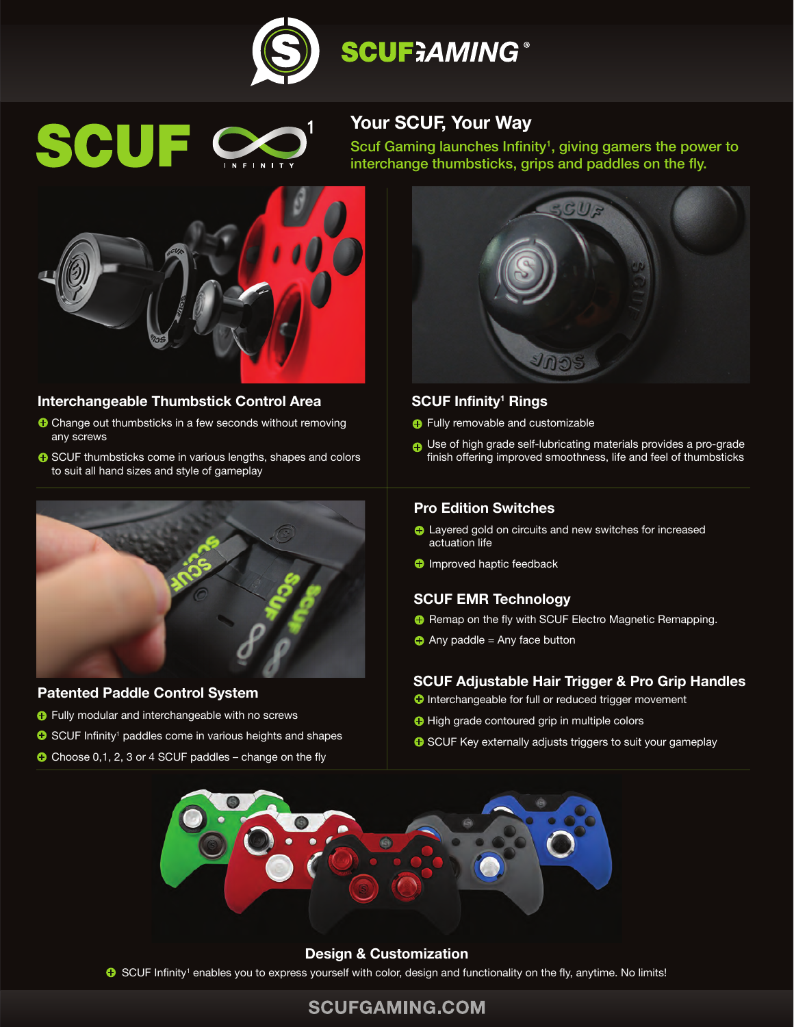SCUF GAMING®

# SCUF Infinity[1]

## Your SCUF, Your Way

Scuf Gaming launches Infinity[1], giving gamers the power to interchange thumbsticks, grips and paddles on the fly.

### Interchangeable Thumbstick Control Area

- Change out thumbsticks in a few seconds without removing any screws
- SCUF thumbsticks come in various lengths, shapes and colors to suit all hand sizes and style of gameplay

### SCUF Infinity[1] Rings

- Fully removable and customizable
- Use of high grade self-lubricating materials provides a pro-grade finish offering improved smoothness, life and feel of thumbsticks

### Patented Paddle Control System

- Fully modular and interchangeable with no screws
- SCUF Infinity[1] paddles come in various heights and shapes
- Choose 0,1, 2, 3 or 4 SCUF paddles – change on the fly

### Pro Edition Switches

- Layered gold on circuits and new switches for increased actuation life
- Improved haptic feedback

### SCUF EMR Technology

- Remap on the fly with SCUF Electro Magnetic Remapping.
- Any paddle = Any face button

### SCUF Adjustable Hair Trigger & Pro Grip Handles

- Interchangeable for full or reduced trigger movement
- High grade contoured grip in multiple colors
- SCUF Key externally adjusts triggers to suit your gameplay

### Design & Customization

- SCUF Infinity[1] enables you to express yourself with color, design and functionality on the fly, anytime. No limits!

SCUFGAMING.COM